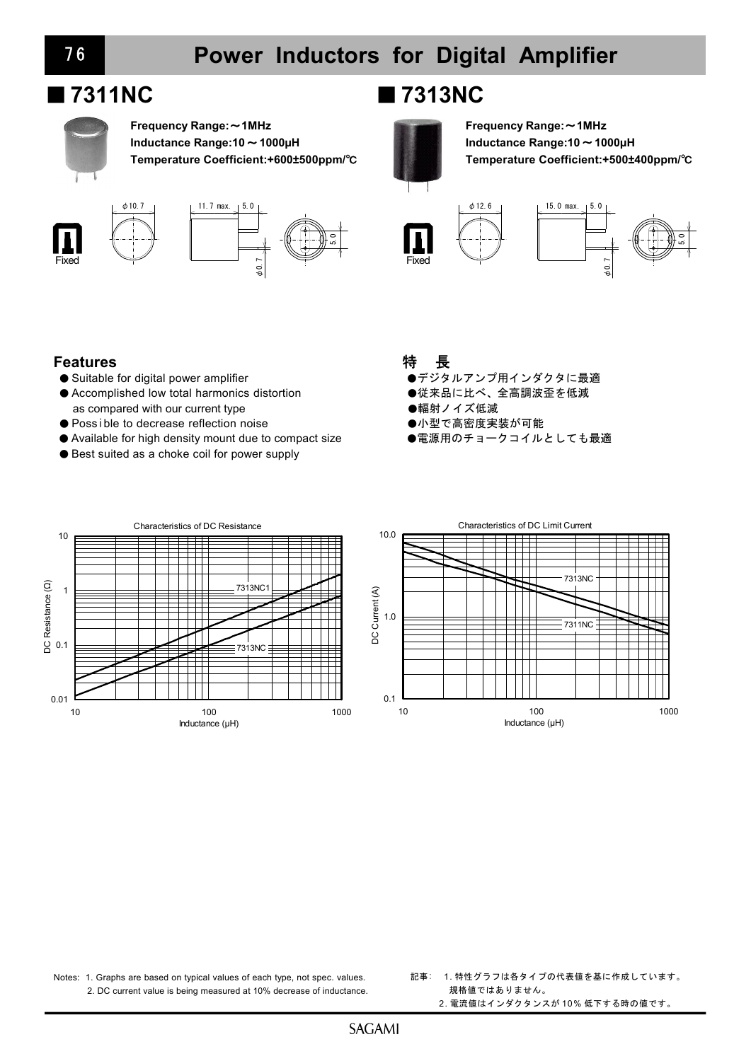# Power Inductors for Digital Amplifier

## ■ 7311NC

**Frequency Range:～1MHz**
**Inductance Range:10～1000μH**
**Temperature Coefficient:+600±500ppm/℃**

Fixed

φ10.7　11.7 max.　5.0　φ0.7　5.0

## ■ 7313NC

**Frequency Range:～1MHz**
**Inductance Range:10～1000μH**
**Temperature Coefficient:+500±400ppm/℃**

Fixed

φ12.6　15.0 max.　5.0　φ0.7　5.0

### Features

- Suitable for digital power amplifier
- Accomplished low total harmonics distortion as compared with our current type
- Possible to decrease reflection noise
- Available for high density mount due to compact size
- Best suited as a choke coil for power supply

### 特　長

- デジタルアンプ用インダクタに最適
- 従来品に比べ、全高調波歪を低減
- 輻射ノイズ低減
- 小型で高密度実装が可能
- 電源用のチョークコイルとしても最適

Characteristics of DC Resistance

DC Resistance (Ω): 0.01, 0.1, 1, 10; Inductance (μH): 10, 100, 1000; 7313NC1, 7313NC

Characteristics of DC Limit Current

DC Current (A): 0.1, 1.0, 10.0; Inductance (μH): 10, 100, 1000; 7313NC, 7311NC

Notes: 1. Graphs are based on typical values of each type, not spec. values.
2. DC current value is being measured at 10% decrease of inductance.

記事：1. 特性グラフは各タイプの代表値を基に作成しています。規格値ではありません。
2. 電流値はインダクタンスが10％低下する時の値です。

SAGAMI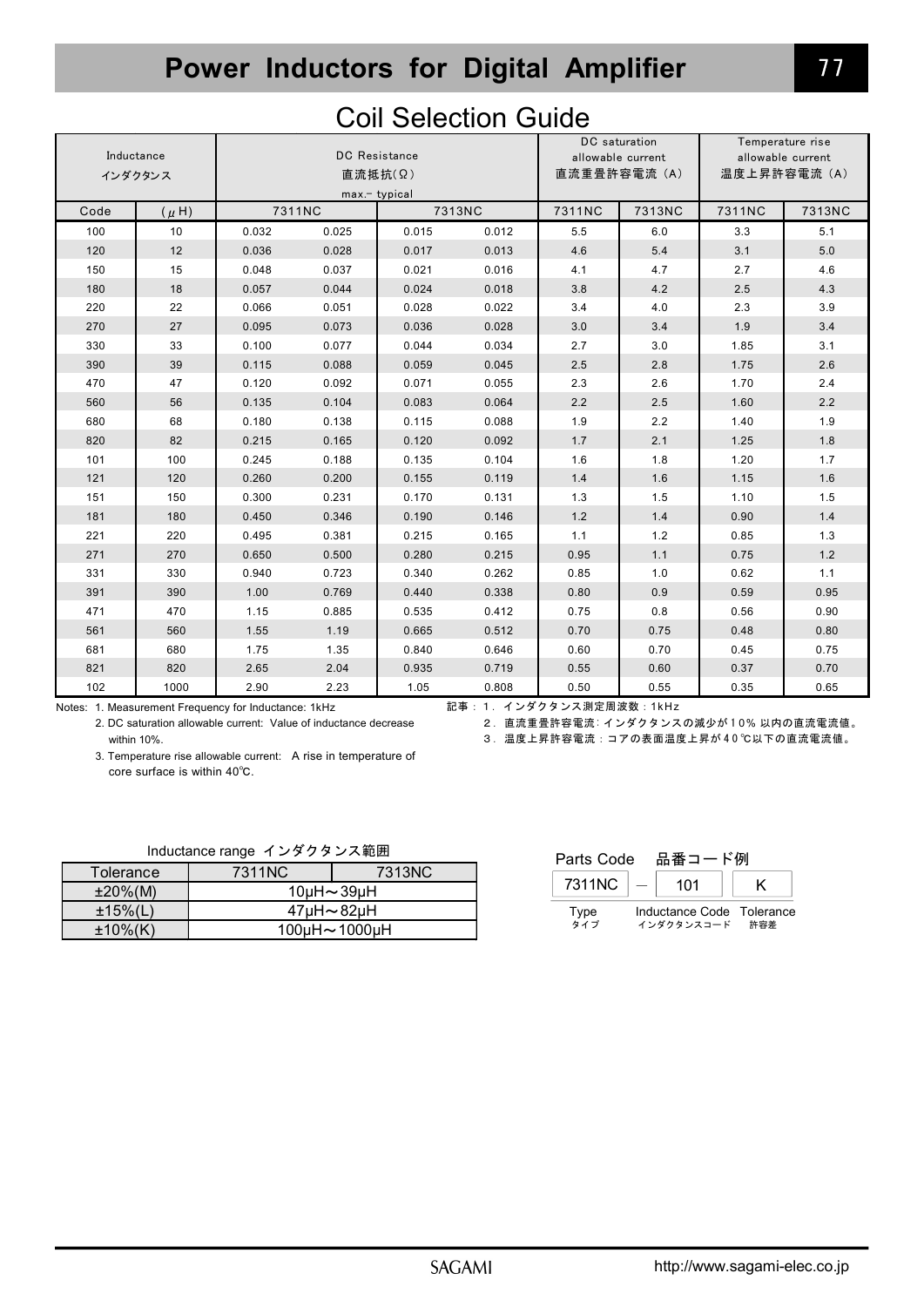# Power Inductors for Digital Amplifier

## Coil Selection Guide

| Inductance インダクタンス | | DC Resistance 直流抵抗(Ω) max.– typical | | | | DC saturation allowable current 直流重畳許容電流 (A) | | Temperature rise allowable current 温度上昇許容電流 (A) | |
|---|---|---|---|---|---|---|---|---|---|
| Code | (μH) | 7311NC | | 7313NC | | 7311NC | 7313NC | 7311NC | 7313NC |
| 100 | 10 | 0.032 | 0.025 | 0.015 | 0.012 | 5.5 | 6.0 | 3.3 | 5.1 |
| 120 | 12 | 0.036 | 0.028 | 0.017 | 0.013 | 4.6 | 5.4 | 3.1 | 5.0 |
| 150 | 15 | 0.048 | 0.037 | 0.021 | 0.016 | 4.1 | 4.7 | 2.7 | 4.6 |
| 180 | 18 | 0.057 | 0.044 | 0.024 | 0.018 | 3.8 | 4.2 | 2.5 | 4.3 |
| 220 | 22 | 0.066 | 0.051 | 0.028 | 0.022 | 3.4 | 4.0 | 2.3 | 3.9 |
| 270 | 27 | 0.095 | 0.073 | 0.036 | 0.028 | 3.0 | 3.4 | 1.9 | 3.4 |
| 330 | 33 | 0.100 | 0.077 | 0.044 | 0.034 | 2.7 | 3.0 | 1.85 | 3.1 |
| 390 | 39 | 0.115 | 0.088 | 0.059 | 0.045 | 2.5 | 2.8 | 1.75 | 2.6 |
| 470 | 47 | 0.120 | 0.092 | 0.071 | 0.055 | 2.3 | 2.6 | 1.70 | 2.4 |
| 560 | 56 | 0.135 | 0.104 | 0.083 | 0.064 | 2.2 | 2.5 | 1.60 | 2.2 |
| 680 | 68 | 0.180 | 0.138 | 0.115 | 0.088 | 1.9 | 2.2 | 1.40 | 1.9 |
| 820 | 82 | 0.215 | 0.165 | 0.120 | 0.092 | 1.7 | 2.1 | 1.25 | 1.8 |
| 101 | 100 | 0.245 | 0.188 | 0.135 | 0.104 | 1.6 | 1.8 | 1.20 | 1.7 |
| 121 | 120 | 0.260 | 0.200 | 0.155 | 0.119 | 1.4 | 1.6 | 1.15 | 1.6 |
| 151 | 150 | 0.300 | 0.231 | 0.170 | 0.131 | 1.3 | 1.5 | 1.10 | 1.5 |
| 181 | 180 | 0.450 | 0.346 | 0.190 | 0.146 | 1.2 | 1.4 | 0.90 | 1.4 |
| 221 | 220 | 0.495 | 0.381 | 0.215 | 0.165 | 1.1 | 1.2 | 0.85 | 1.3 |
| 271 | 270 | 0.650 | 0.500 | 0.280 | 0.215 | 0.95 | 1.1 | 0.75 | 1.2 |
| 331 | 330 | 0.940 | 0.723 | 0.340 | 0.262 | 0.85 | 1.0 | 0.62 | 1.1 |
| 391 | 390 | 1.00 | 0.769 | 0.440 | 0.338 | 0.80 | 0.9 | 0.59 | 0.95 |
| 471 | 470 | 1.15 | 0.885 | 0.535 | 0.412 | 0.75 | 0.8 | 0.56 | 0.90 |
| 561 | 560 | 1.55 | 1.19 | 0.665 | 0.512 | 0.70 | 0.75 | 0.48 | 0.80 |
| 681 | 680 | 1.75 | 1.35 | 0.840 | 0.646 | 0.60 | 0.70 | 0.45 | 0.75 |
| 821 | 820 | 2.65 | 2.04 | 0.935 | 0.719 | 0.55 | 0.60 | 0.37 | 0.70 |
| 102 | 1000 | 2.90 | 2.23 | 1.05 | 0.808 | 0.50 | 0.55 | 0.35 | 0.65 |

Notes: 1. Measurement Frequency for Inductance: 1kHz
2. DC saturation allowable current: Value of inductance decrease within 10%.
3. Temperature rise allowable current: A rise in temperature of core surface is within 40℃.

記事：1．インダクタンス測定周波数：1kHz
2．直流重畳許容電流：インダクタンスの減少が10% 以内の直流電流値。
3．温度上昇許容電流：コアの表面温度上昇が40℃以下の直流電流値。

Inductance range インダクタンス範囲

| Tolerance | 7311NC | 7313NC |
|---|---|---|
| ±20%(M) | 10μH～39μH | |
| ±15%(L) | 47μH～82μH | |
| ±10%(K) | 100μH～1000μH | |

Parts Code 品番コード例

| 7311NC | — | 101 | K |
|---|---|---|---|
| Type タイプ | | Inductance Code インダクタンスコード | Tolerance 許容差 |